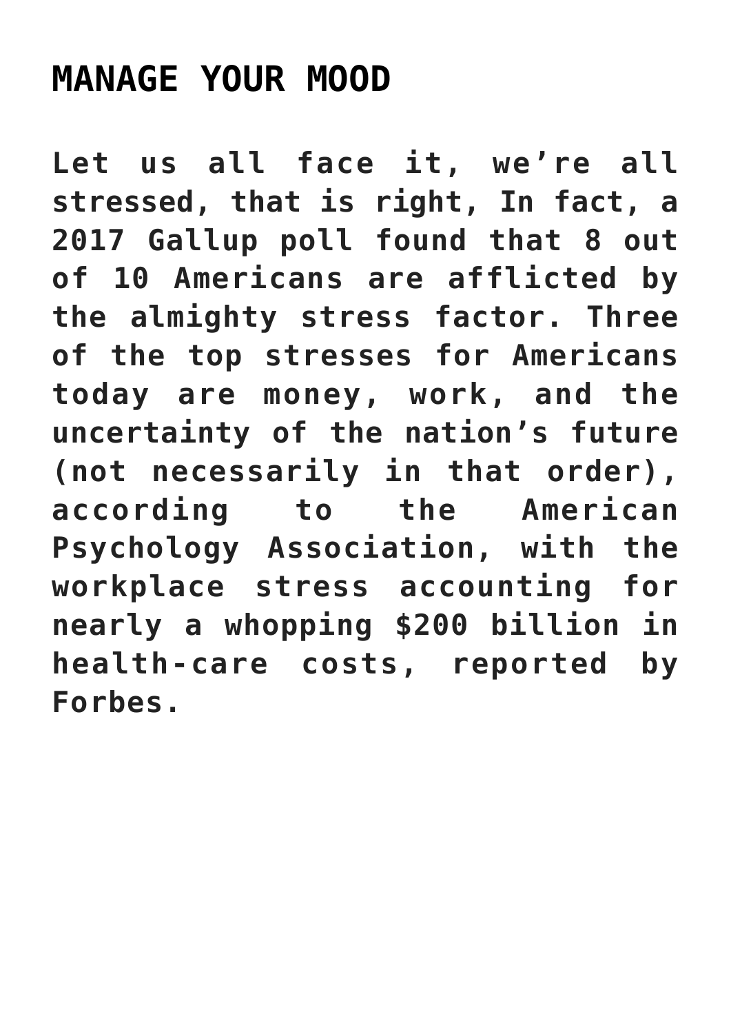# MANAGE YOUR MOOD

**Let us all face it, we’re all stressed, that is right, In fact, a 2017 Gallup poll found that 8 out of 10 Americans are afflicted by the almighty stress factor. Three of the top stresses for Americans today are money, work, and the uncertainty of the nation’s future (not necessarily in that order), according to the American Psychology Association, with the workplace stress accounting for nearly a whopping $200 billion in health-care costs, reported by Forbes.**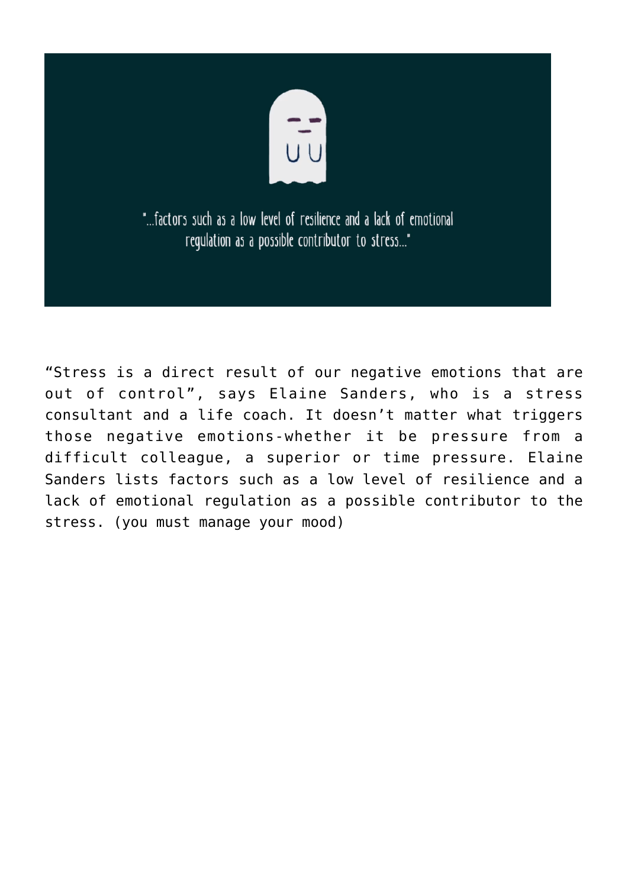"...factors such as a low level of resilience and a lack of emotional regulation as a possible contributor to stress..."

"Stress is a direct result of our negative emotions that are out of control", says Elaine Sanders, who is a stress consultant and a life coach. It doesn't matter what triggers those negative emotions-whether it be pressure from a difficult colleague, a superior or time pressure. Elaine Sanders lists factors such as a low level of resilience and a lack of emotional regulation as a possible contributor to the stress. (you must manage your mood)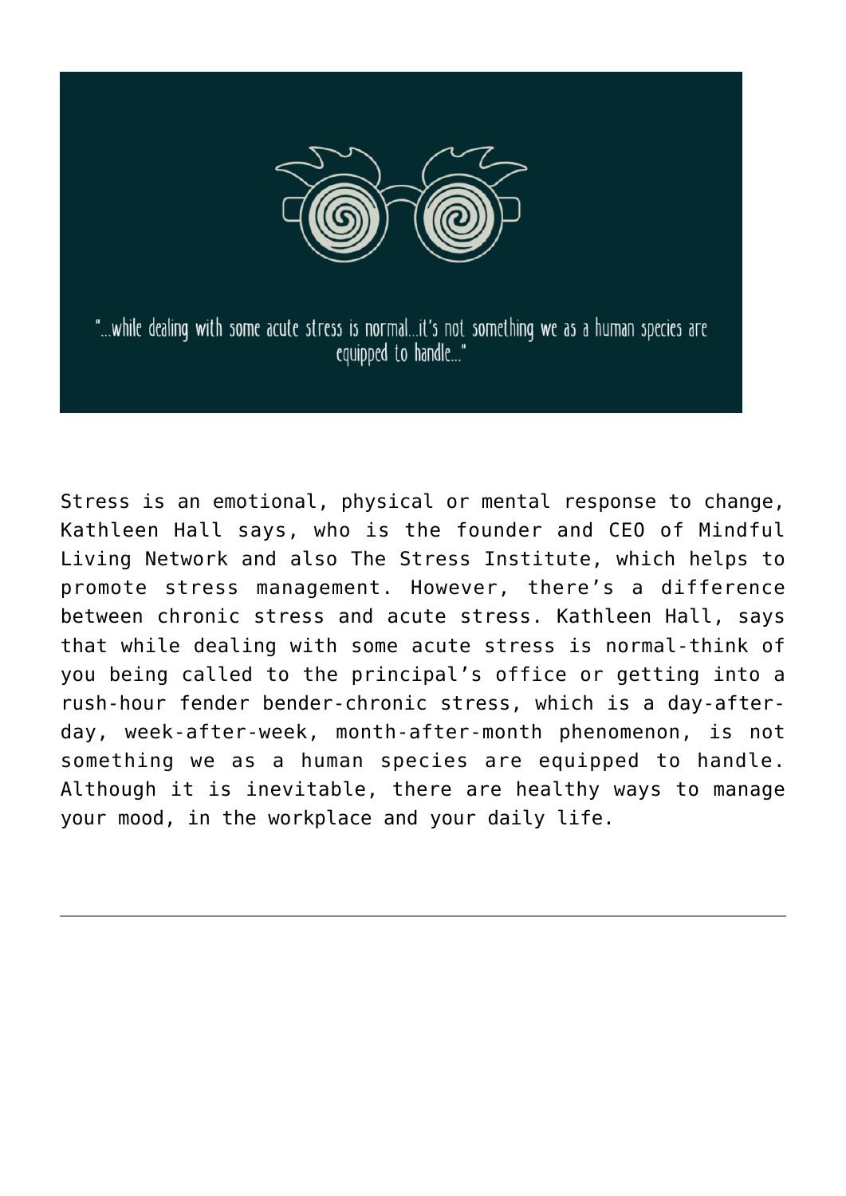"...while dealing with some acute stress is normal...it's not something we as a human species are equipped to handle..."

Stress is an emotional, physical or mental response to change, Kathleen Hall says, who is the founder and CEO of Mindful Living Network and also The Stress Institute, which helps to promote stress management. However, there's a difference between chronic stress and acute stress. Kathleen Hall, says that while dealing with some acute stress is normal-think of you being called to the principal's office or getting into a rush-hour fender bender-chronic stress, which is a day-after-day, week-after-week, month-after-month phenomenon, is not something we as a human species are equipped to handle. Although it is inevitable, there are healthy ways to manage your mood, in the workplace and your daily life.

---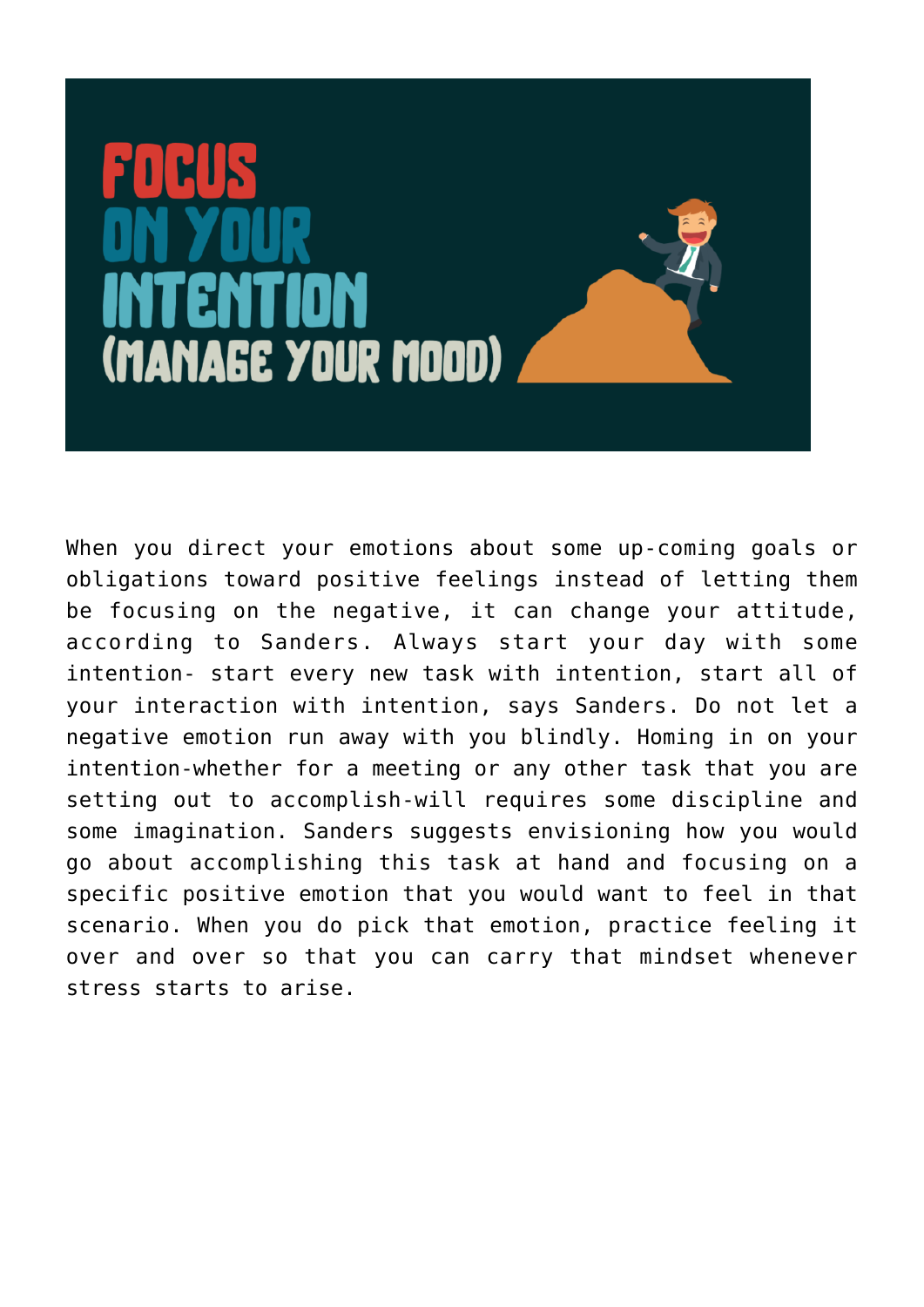# FOCUS ON YOUR INTENTION (MANAGE YOUR MOOD)

When you direct your emotions about some up-coming goals or obligations toward positive feelings instead of letting them be focusing on the negative, it can change your attitude, according to Sanders. Always start your day with some intention- start every new task with intention, start all of your interaction with intention, says Sanders. Do not let a negative emotion run away with you blindly. Homing in on your intention-whether for a meeting or any other task that you are setting out to accomplish-will requires some discipline and some imagination. Sanders suggests envisioning how you would go about accomplishing this task at hand and focusing on a specific positive emotion that you would want to feel in that scenario. When you do pick that emotion, practice feeling it over and over so that you can carry that mindset whenever stress starts to arise.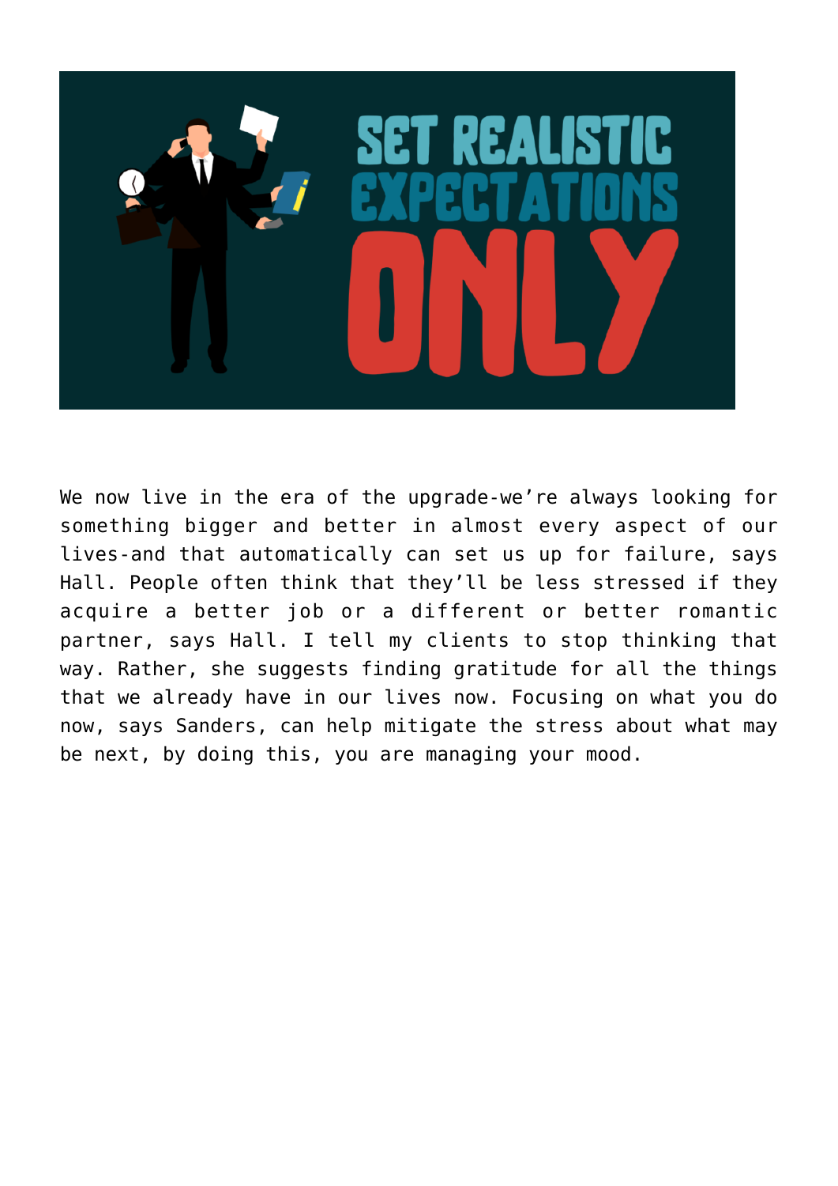We now live in the era of the upgrade-we’re always looking for something bigger and better in almost every aspect of our lives-and that automatically can set us up for failure, says Hall. People often think that they’ll be less stressed if they acquire a better job or a different or better romantic partner, says Hall. I tell my clients to stop thinking that way. Rather, she suggests finding gratitude for all the things that we already have in our lives now. Focusing on what you do now, says Sanders, can help mitigate the stress about what may be next, by doing this, you are managing your mood.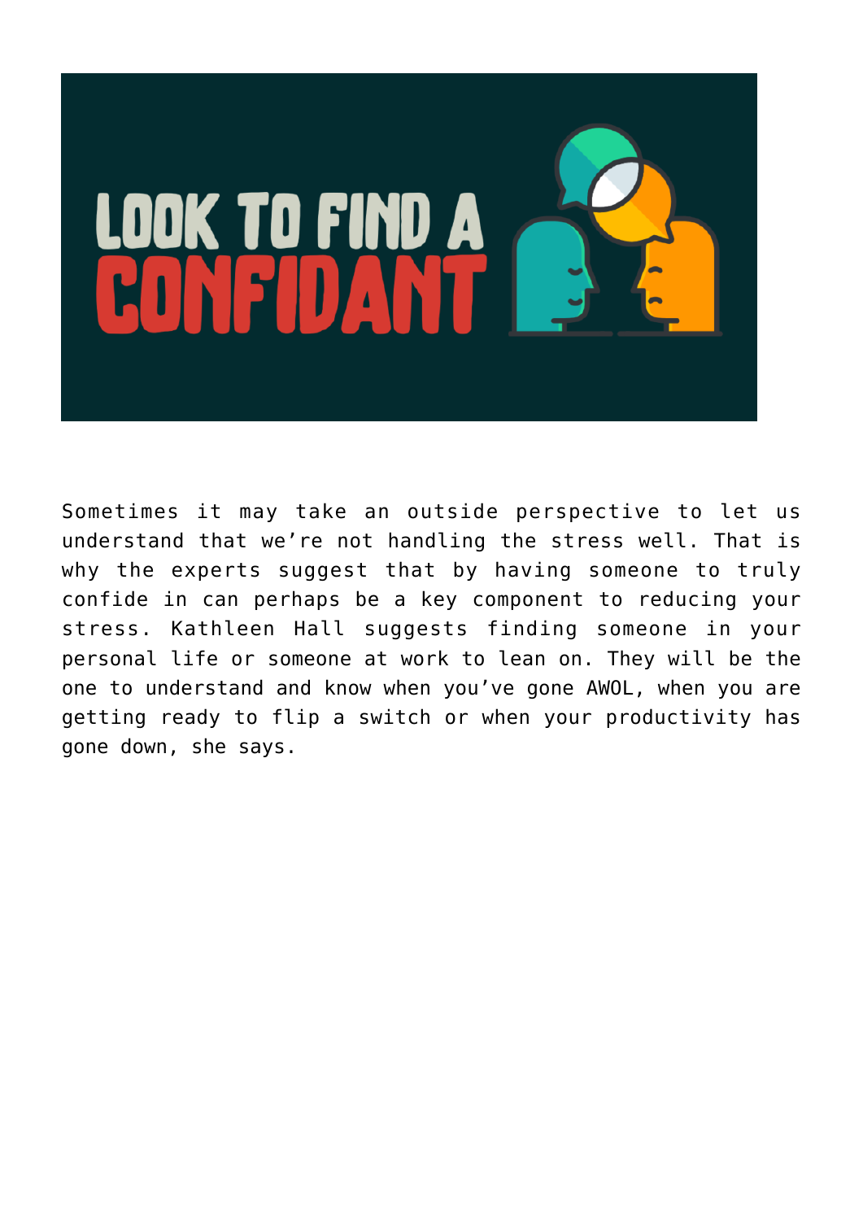# LOOK TO FIND A CONFIDANT

Sometimes it may take an outside perspective to let us understand that we're not handling the stress well. That is why the experts suggest that by having someone to truly confide in can perhaps be a key component to reducing your stress. Kathleen Hall suggests finding someone in your personal life or someone at work to lean on. They will be the one to understand and know when you've gone AWOL, when you are getting ready to flip a switch or when your productivity has gone down, she says.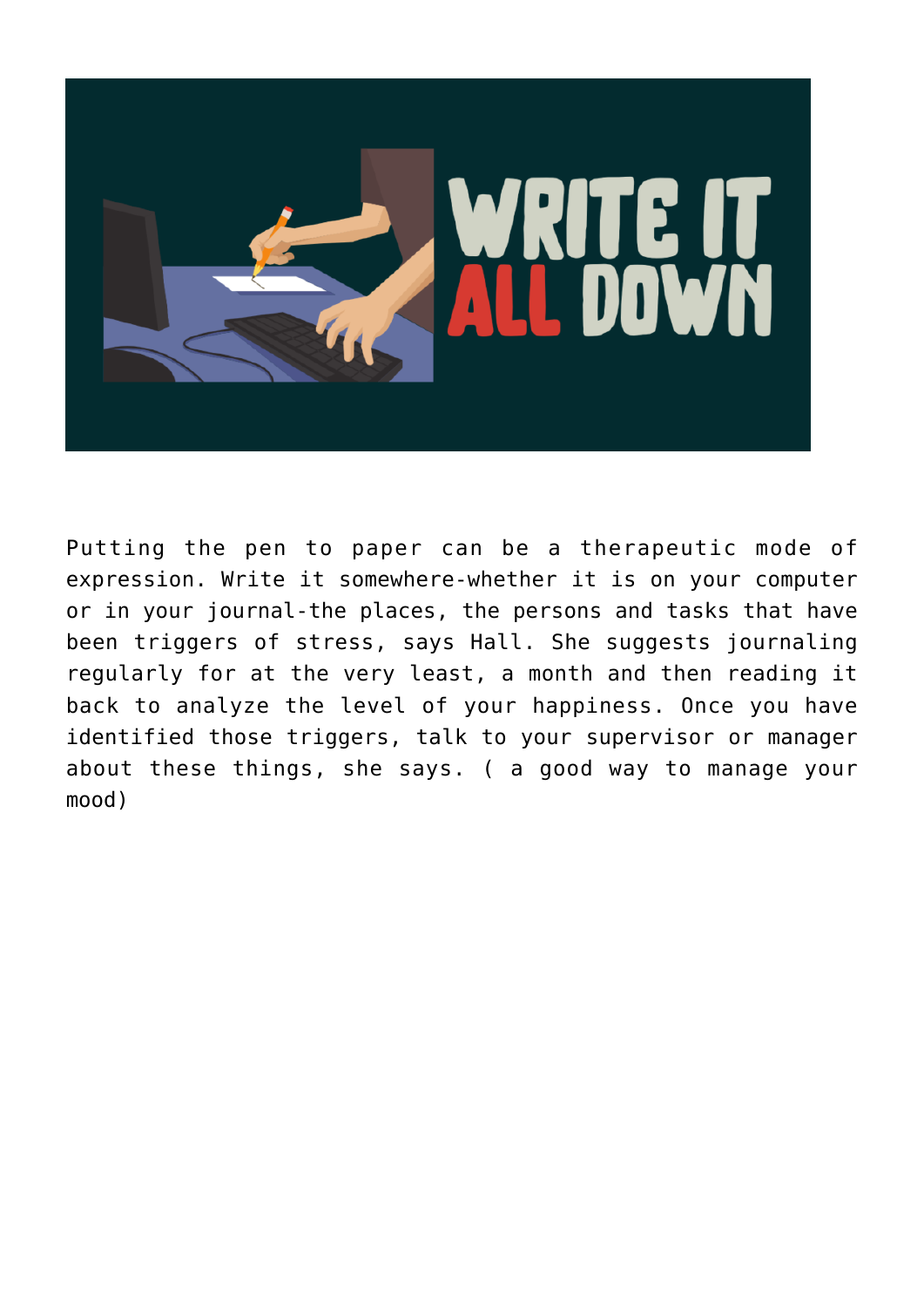Putting the pen to paper can be a therapeutic mode of expression. Write it somewhere-whether it is on your computer or in your journal-the places, the persons and tasks that have been triggers of stress, says Hall. She suggests journaling regularly for at the very least, a month and then reading it back to analyze the level of your happiness. Once you have identified those triggers, talk to your supervisor or manager about these things, she says. ( a good way to manage your mood)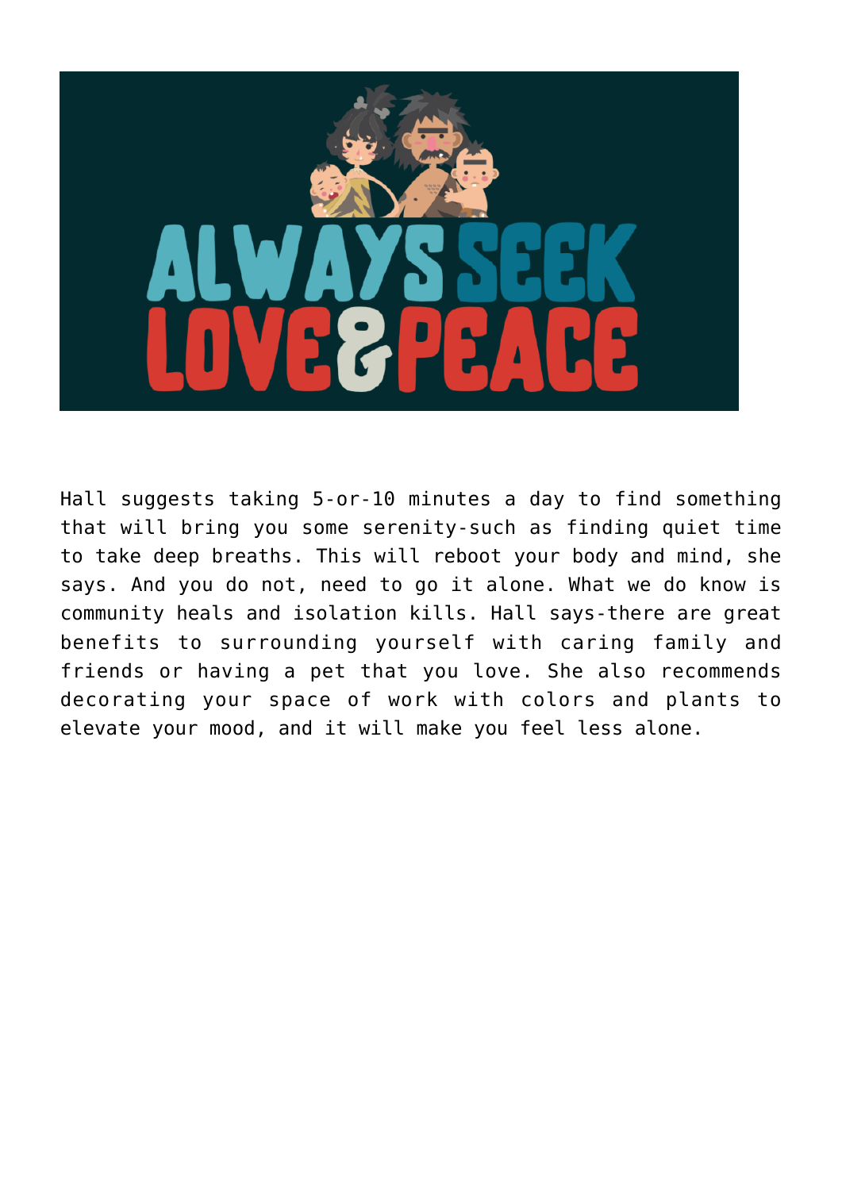Hall suggests taking 5-or-10 minutes a day to find something that will bring you some serenity-such as finding quiet time to take deep breaths. This will reboot your body and mind, she says. And you do not, need to go it alone. What we do know is community heals and isolation kills. Hall says-there are great benefits to surrounding yourself with caring family and friends or having a pet that you love. She also recommends decorating your space of work with colors and plants to elevate your mood, and it will make you feel less alone.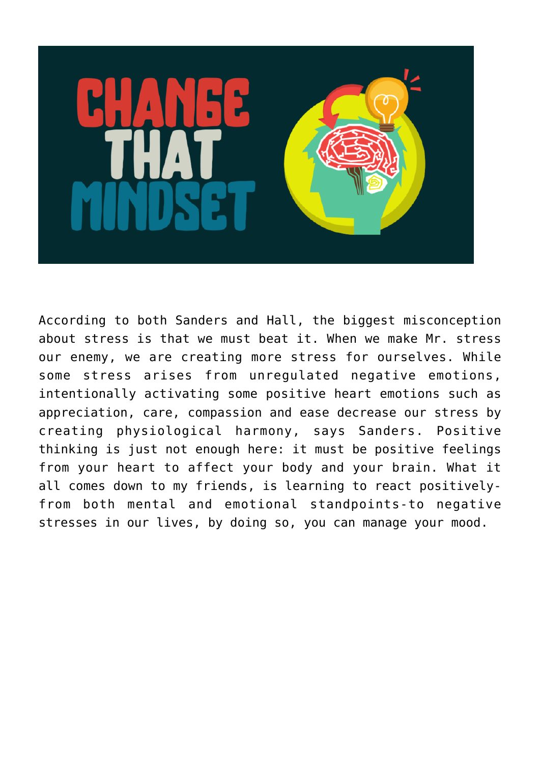According to both Sanders and Hall, the biggest misconception about stress is that we must beat it. When we make Mr. stress our enemy, we are creating more stress for ourselves. While some stress arises from unregulated negative emotions, intentionally activating some positive heart emotions such as appreciation, care, compassion and ease decrease our stress by creating physiological harmony, says Sanders. Positive thinking is just not enough here: it must be positive feelings from your heart to affect your body and your brain. What it all comes down to my friends, is learning to react positively-from both mental and emotional standpoints-to negative stresses in our lives, by doing so, you can manage your mood.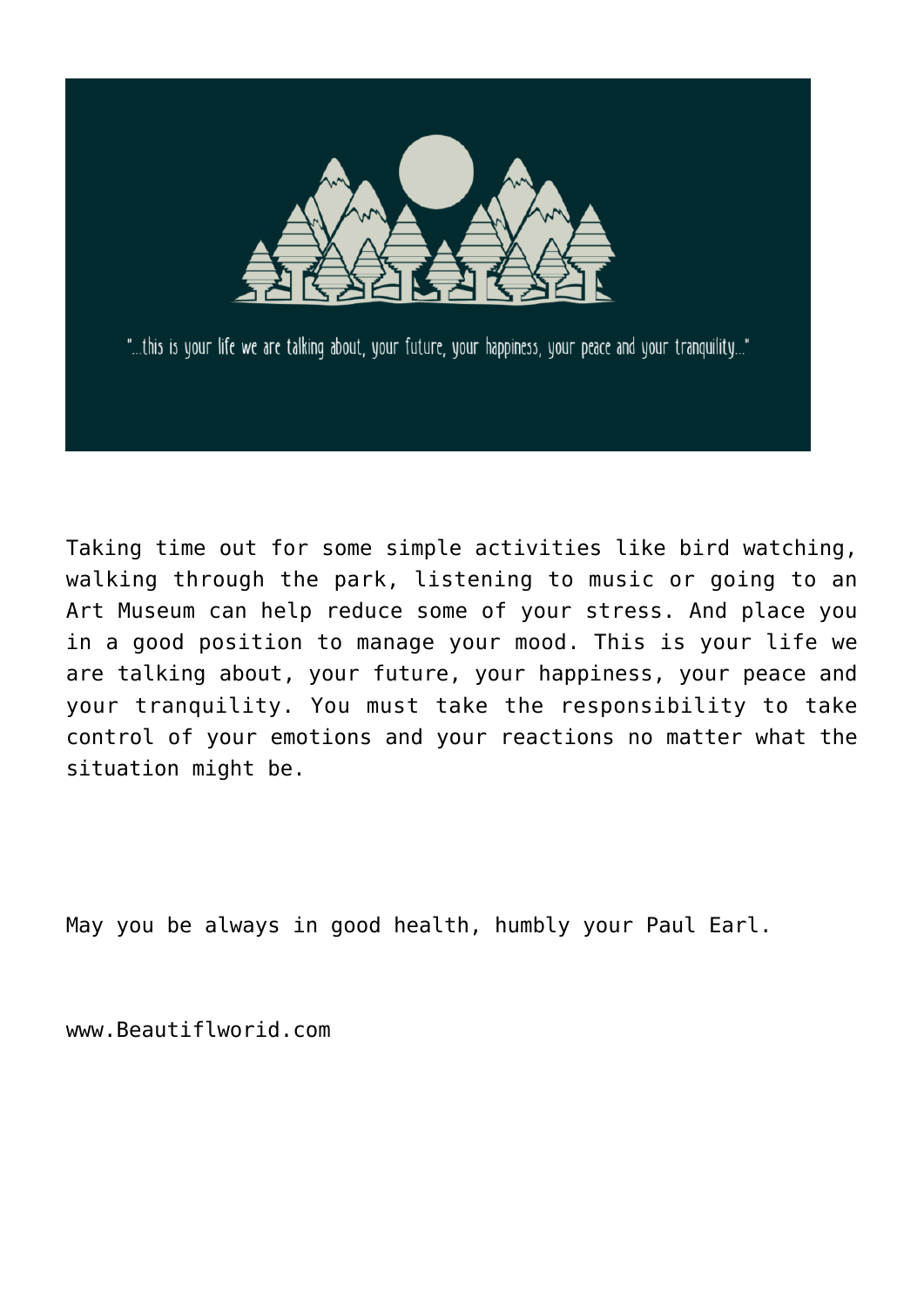"...this is your life we are talking about, your future, your happiness, your peace and your tranquility..."

Taking time out for some simple activities like bird watching, walking through the park, listening to music or going to an Art Museum can help reduce some of your stress. And place you in a good position to manage your mood. This is your life we are talking about, your future, your happiness, your peace and your tranquility. You must take the responsibility to take control of your emotions and your reactions no matter what the situation might be.

May you be always in good health, humbly your Paul Earl.

www.Beautiflworid.com